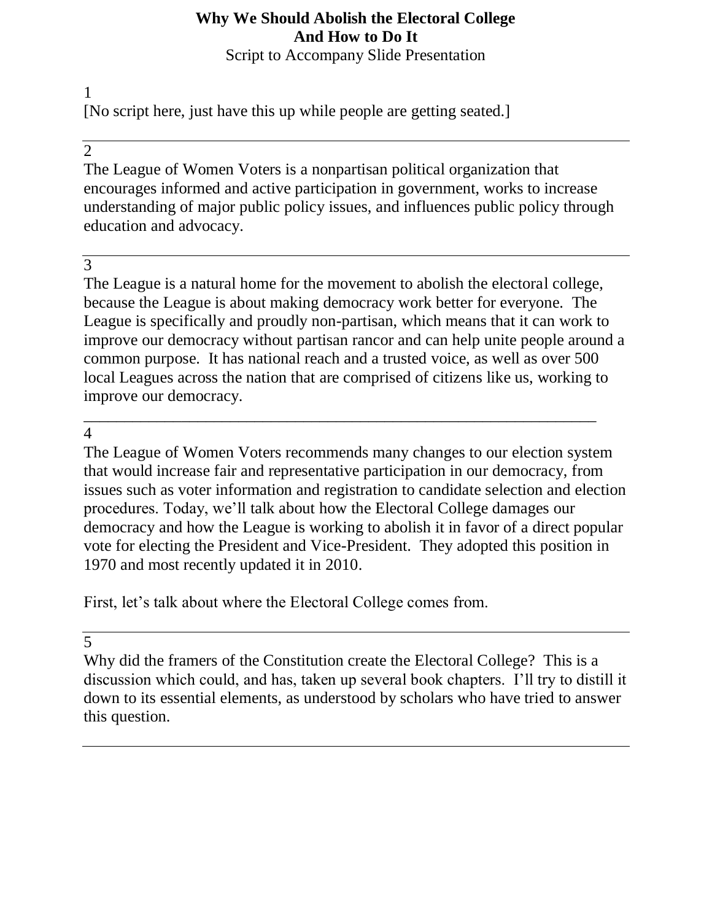# Why We Should Abolish the Electoral College
# And How to Do It

Script to Accompany Slide Presentation

1

[No script here, just have this up while people are getting seated.]

---

2

The League of Women Voters is a nonpartisan political organization that encourages informed and active participation in government, works to increase understanding of major public policy issues, and influences public policy through education and advocacy.

---

3

The League is a natural home for the movement to abolish the electoral college, because the League is about making democracy work better for everyone. The League is specifically and proudly non-partisan, which means that it can work to improve our democracy without partisan rancor and can help unite people around a common purpose. It has national reach and a trusted voice, as well as over 500 local Leagues across the nation that are comprised of citizens like us, working to improve our democracy.

---

4

The League of Women Voters recommends many changes to our election system that would increase fair and representative participation in our democracy, from issues such as voter information and registration to candidate selection and election procedures. Today, we'll talk about how the Electoral College damages our democracy and how the League is working to abolish it in favor of a direct popular vote for electing the President and Vice-President. They adopted this position in 1970 and most recently updated it in 2010.

First, let's talk about where the Electoral College comes from.

---

5

Why did the framers of the Constitution create the Electoral College? This is a discussion which could, and has, taken up several book chapters. I'll try to distill it down to its essential elements, as understood by scholars who have tried to answer this question.

---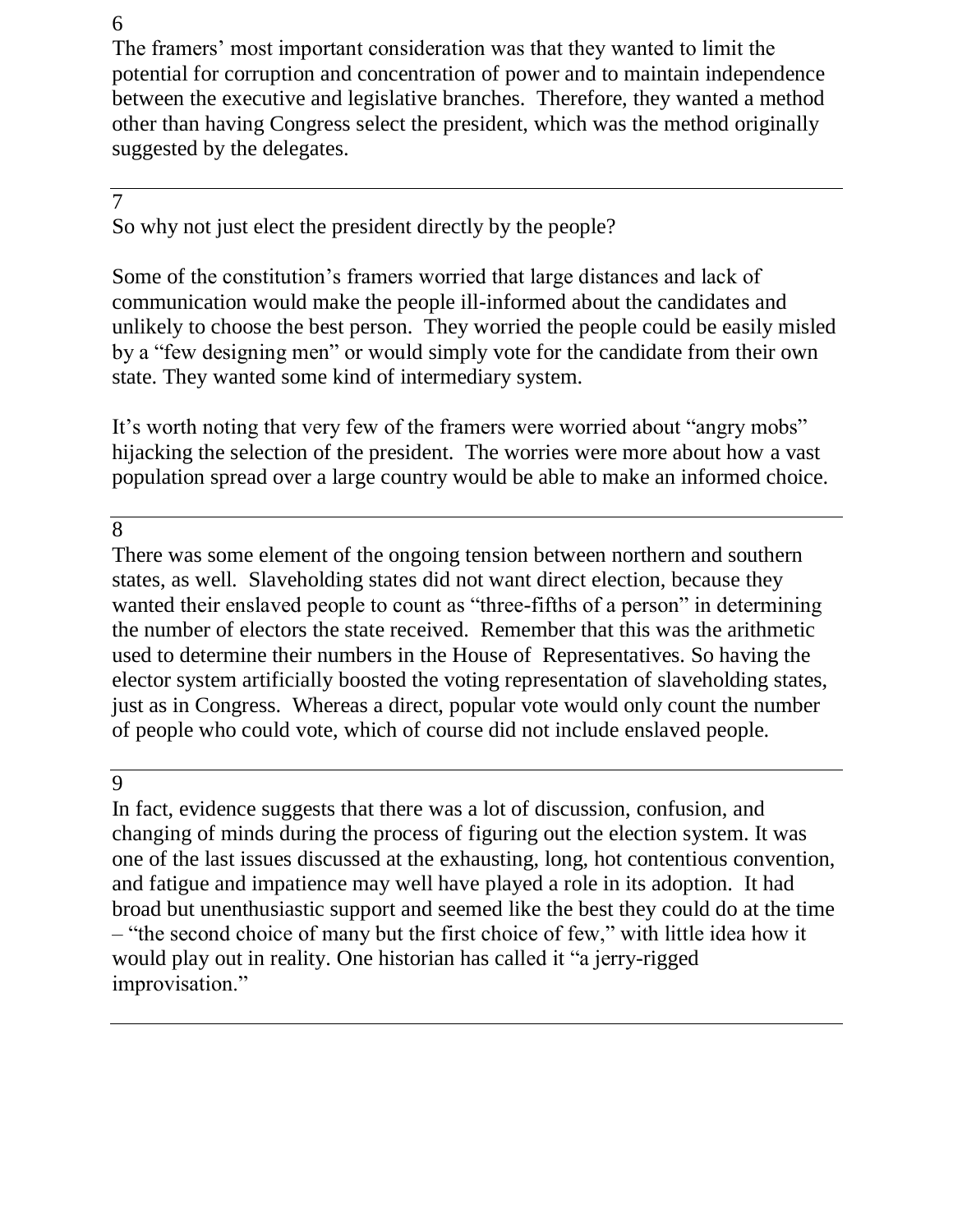6

The framers' most important consideration was that they wanted to limit the potential for corruption and concentration of power and to maintain independence between the executive and legislative branches. Therefore, they wanted a method other than having Congress select the president, which was the method originally suggested by the delegates.

---

7

So why not just elect the president directly by the people?

Some of the constitution's framers worried that large distances and lack of communication would make the people ill-informed about the candidates and unlikely to choose the best person. They worried the people could be easily misled by a "few designing men" or would simply vote for the candidate from their own state. They wanted some kind of intermediary system.

It's worth noting that very few of the framers were worried about "angry mobs" hijacking the selection of the president. The worries were more about how a vast population spread over a large country would be able to make an informed choice.

---

8

There was some element of the ongoing tension between northern and southern states, as well. Slaveholding states did not want direct election, because they wanted their enslaved people to count as "three-fifths of a person" in determining the number of electors the state received. Remember that this was the arithmetic used to determine their numbers in the House of Representatives. So having the elector system artificially boosted the voting representation of slaveholding states, just as in Congress. Whereas a direct, popular vote would only count the number of people who could vote, which of course did not include enslaved people.

---

9

In fact, evidence suggests that there was a lot of discussion, confusion, and changing of minds during the process of figuring out the election system. It was one of the last issues discussed at the exhausting, long, hot contentious convention, and fatigue and impatience may well have played a role in its adoption. It had broad but unenthusiastic support and seemed like the best they could do at the time – "the second choice of many but the first choice of few," with little idea how it would play out in reality. One historian has called it "a jerry-rigged improvisation."

---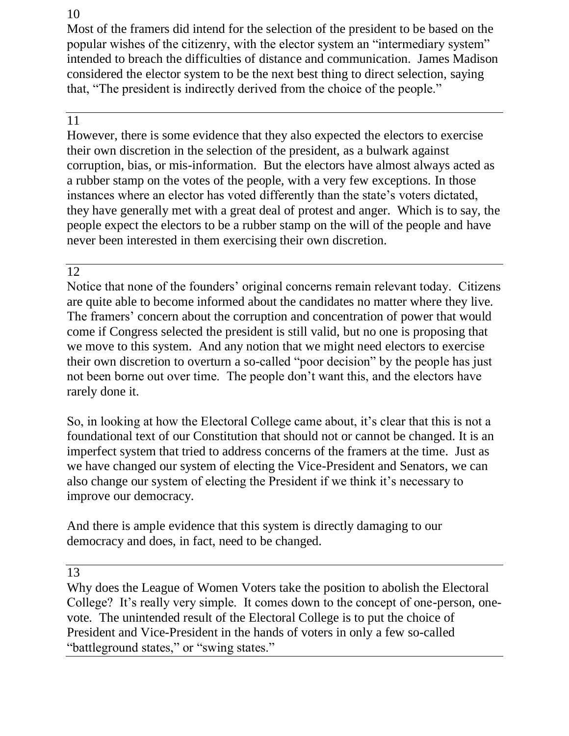10

Most of the framers did intend for the selection of the president to be based on the popular wishes of the citizenry, with the elector system an "intermediary system" intended to breach the difficulties of distance and communication. James Madison considered the elector system to be the next best thing to direct selection, saying that, "The president is indirectly derived from the choice of the people."

---

11

However, there is some evidence that they also expected the electors to exercise their own discretion in the selection of the president, as a bulwark against corruption, bias, or mis-information. But the electors have almost always acted as a rubber stamp on the votes of the people, with a very few exceptions. In those instances where an elector has voted differently than the state's voters dictated, they have generally met with a great deal of protest and anger. Which is to say, the people expect the electors to be a rubber stamp on the will of the people and have never been interested in them exercising their own discretion.

---

12

Notice that none of the founders' original concerns remain relevant today. Citizens are quite able to become informed about the candidates no matter where they live. The framers' concern about the corruption and concentration of power that would come if Congress selected the president is still valid, but no one is proposing that we move to this system. And any notion that we might need electors to exercise their own discretion to overturn a so-called "poor decision" by the people has just not been borne out over time. The people don't want this, and the electors have rarely done it.

So, in looking at how the Electoral College came about, it's clear that this is not a foundational text of our Constitution that should not or cannot be changed. It is an imperfect system that tried to address concerns of the framers at the time. Just as we have changed our system of electing the Vice-President and Senators, we can also change our system of electing the President if we think it's necessary to improve our democracy.

And there is ample evidence that this system is directly damaging to our democracy and does, in fact, need to be changed.

---

13

Why does the League of Women Voters take the position to abolish the Electoral College? It's really very simple. It comes down to the concept of one-person, one-vote. The unintended result of the Electoral College is to put the choice of President and Vice-President in the hands of voters in only a few so-called "battleground states," or "swing states."

---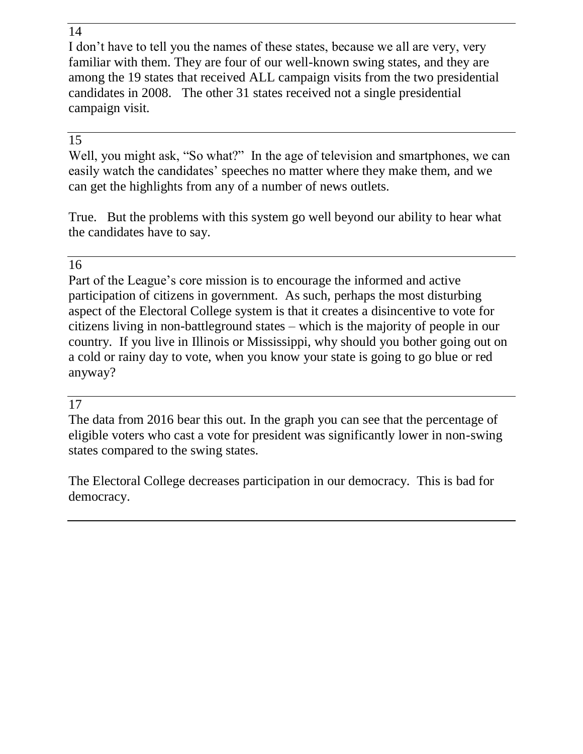14

I don't have to tell you the names of these states, because we all are very, very familiar with them. They are four of our well-known swing states, and they are among the 19 states that received ALL campaign visits from the two presidential candidates in 2008. The other 31 states received not a single presidential campaign visit.

---

15

Well, you might ask, "So what?" In the age of television and smartphones, we can easily watch the candidates' speeches no matter where they make them, and we can get the highlights from any of a number of news outlets.

True. But the problems with this system go well beyond our ability to hear what the candidates have to say.

---

16

Part of the League's core mission is to encourage the informed and active participation of citizens in government. As such, perhaps the most disturbing aspect of the Electoral College system is that it creates a disincentive to vote for citizens living in non-battleground states – which is the majority of people in our country. If you live in Illinois or Mississippi, why should you bother going out on a cold or rainy day to vote, when you know your state is going to go blue or red anyway?

---

17

The data from 2016 bear this out. In the graph you can see that the percentage of eligible voters who cast a vote for president was significantly lower in non-swing states compared to the swing states.

The Electoral College decreases participation in our democracy. This is bad for democracy.

---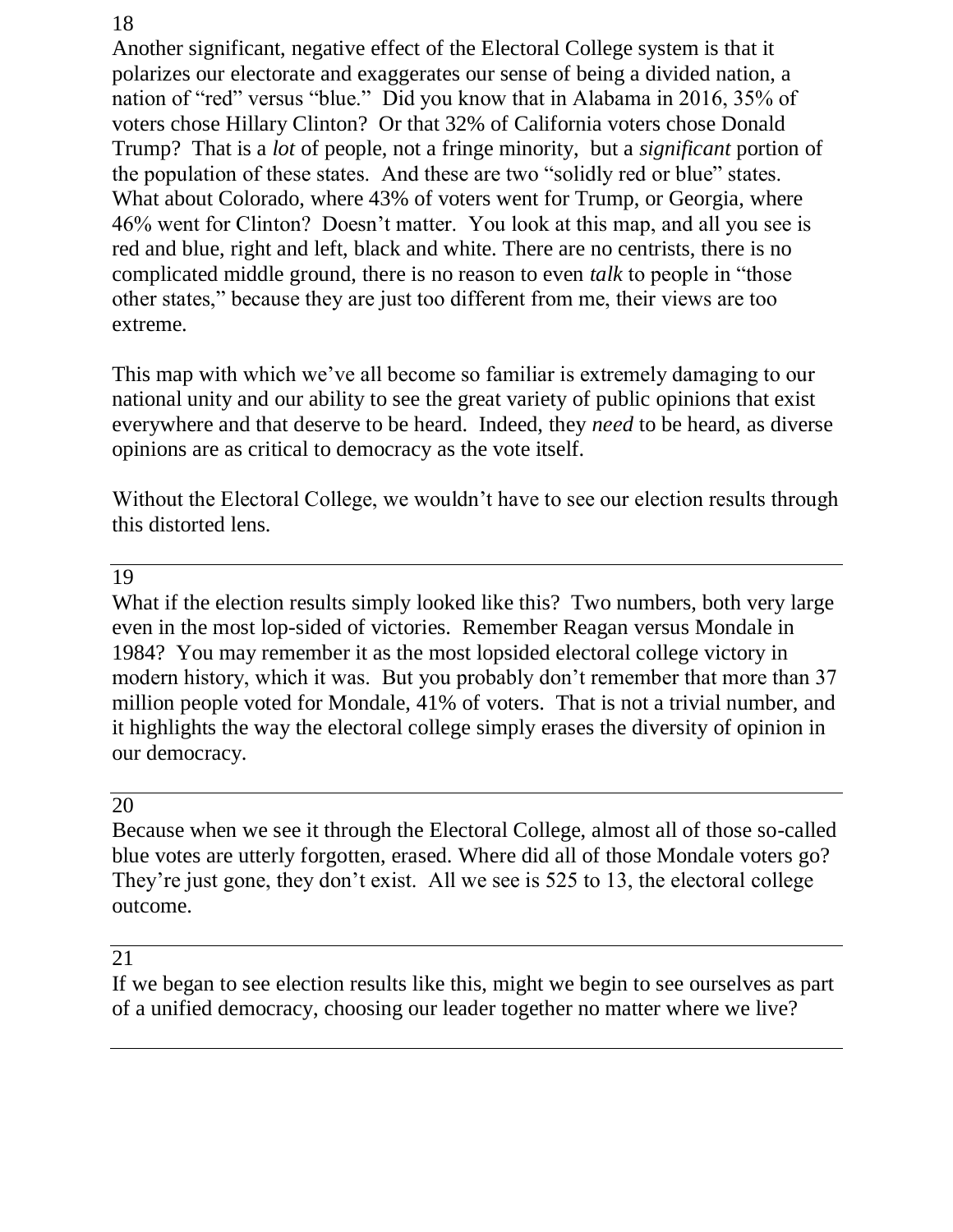18

Another significant, negative effect of the Electoral College system is that it polarizes our electorate and exaggerates our sense of being a divided nation, a nation of "red" versus "blue." Did you know that in Alabama in 2016, 35% of voters chose Hillary Clinton? Or that 32% of California voters chose Donald Trump? That is a *lot* of people, not a fringe minority, but a *significant* portion of the population of these states. And these are two "solidly red or blue" states. What about Colorado, where 43% of voters went for Trump, or Georgia, where 46% went for Clinton? Doesn't matter. You look at this map, and all you see is red and blue, right and left, black and white. There are no centrists, there is no complicated middle ground, there is no reason to even *talk* to people in "those other states," because they are just too different from me, their views are too extreme.

This map with which we've all become so familiar is extremely damaging to our national unity and our ability to see the great variety of public opinions that exist everywhere and that deserve to be heard. Indeed, they *need* to be heard, as diverse opinions are as critical to democracy as the vote itself.

Without the Electoral College, we wouldn't have to see our election results through this distorted lens.

---

19

What if the election results simply looked like this? Two numbers, both very large even in the most lop-sided of victories. Remember Reagan versus Mondale in 1984? You may remember it as the most lopsided electoral college victory in modern history, which it was. But you probably don't remember that more than 37 million people voted for Mondale, 41% of voters. That is not a trivial number, and it highlights the way the electoral college simply erases the diversity of opinion in our democracy.

---

20

Because when we see it through the Electoral College, almost all of those so-called blue votes are utterly forgotten, erased. Where did all of those Mondale voters go? They're just gone, they don't exist. All we see is 525 to 13, the electoral college outcome.

---

21

If we began to see election results like this, might we begin to see ourselves as part of a unified democracy, choosing our leader together no matter where we live?

---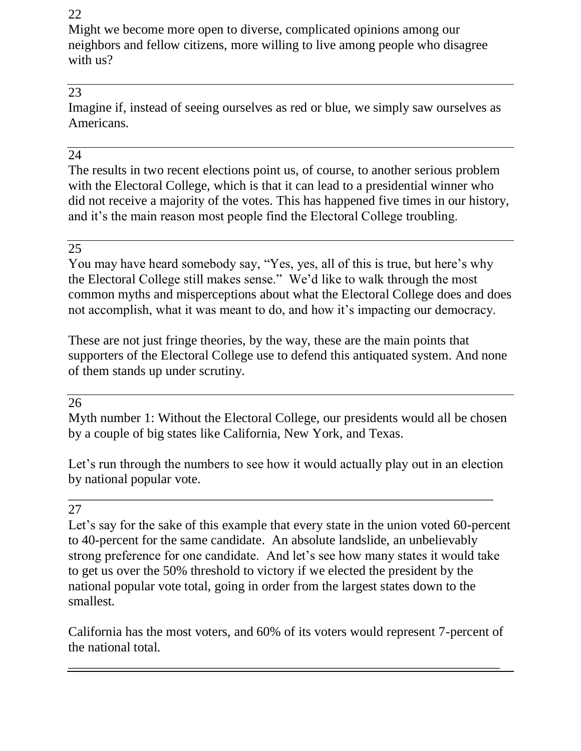22

Might we become more open to diverse, complicated opinions among our neighbors and fellow citizens, more willing to live among people who disagree with us?

---

23

Imagine if, instead of seeing ourselves as red or blue, we simply saw ourselves as Americans.

---

24

The results in two recent elections point us, of course, to another serious problem with the Electoral College, which is that it can lead to a presidential winner who did not receive a majority of the votes. This has happened five times in our history, and it's the main reason most people find the Electoral College troubling.

---

25

You may have heard somebody say, "Yes, yes, all of this is true, but here's why the Electoral College still makes sense." We'd like to walk through the most common myths and misperceptions about what the Electoral College does and does not accomplish, what it was meant to do, and how it's impacting our democracy.

These are not just fringe theories, by the way, these are the main points that supporters of the Electoral College use to defend this antiquated system. And none of them stands up under scrutiny.

---

26

Myth number 1: Without the Electoral College, our presidents would all be chosen by a couple of big states like California, New York, and Texas.

Let's run through the numbers to see how it would actually play out in an election by national popular vote.

---

27

Let's say for the sake of this example that every state in the union voted 60-percent to 40-percent for the same candidate. An absolute landslide, an unbelievably strong preference for one candidate. And let's see how many states it would take to get us over the 50% threshold to victory if we elected the president by the national popular vote total, going in order from the largest states down to the smallest.

California has the most voters, and 60% of its voters would represent 7-percent of the national total.

---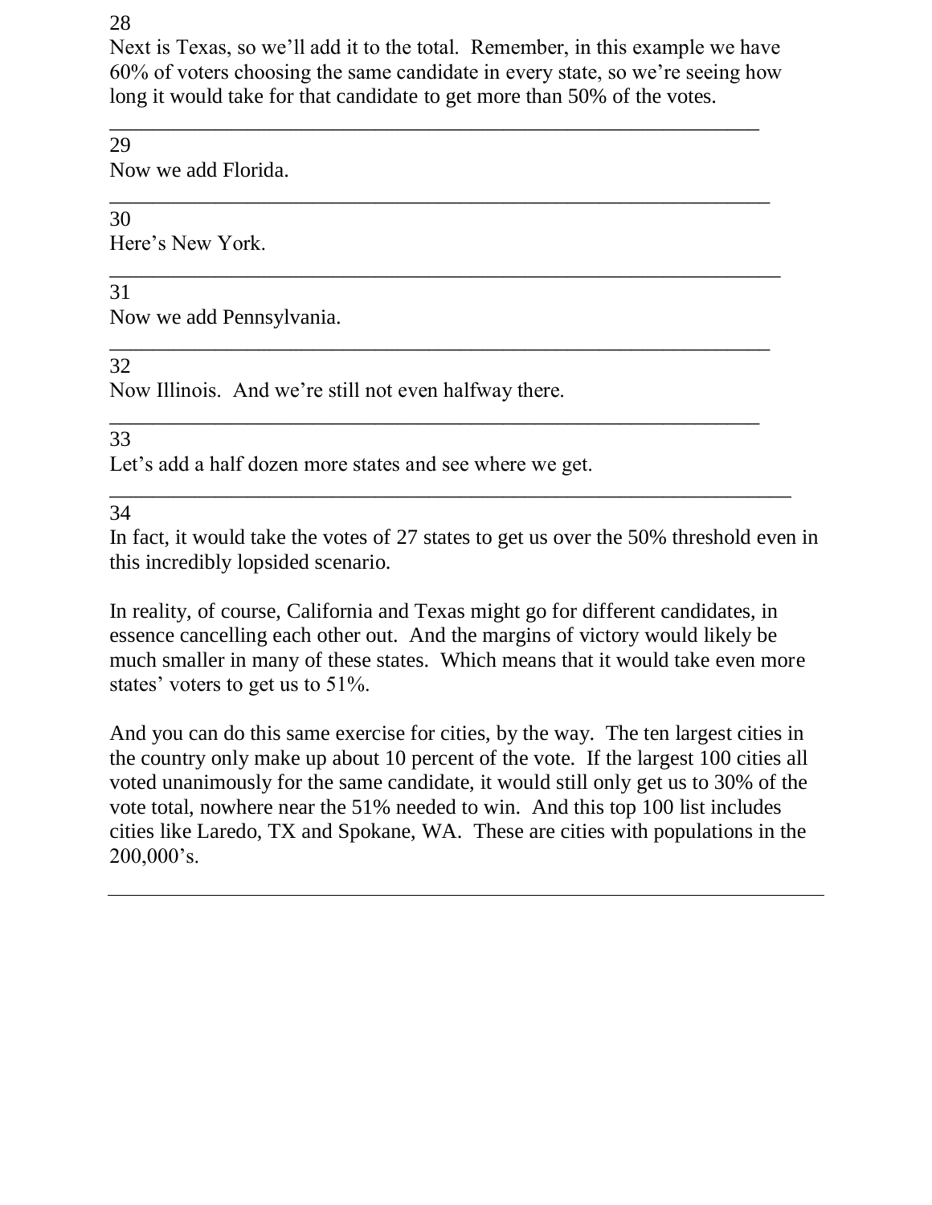28

Next is Texas, so we'll add it to the total. Remember, in this example we have 60% of voters choosing the same candidate in every state, so we're seeing how long it would take for that candidate to get more than 50% of the votes.

---

29

Now we add Florida.

---

30

Here's New York.

---

31

Now we add Pennsylvania.

---

32

Now Illinois. And we're still not even halfway there.

---

33

Let's add a half dozen more states and see where we get.

---

34

In fact, it would take the votes of 27 states to get us over the 50% threshold even in this incredibly lopsided scenario.

In reality, of course, California and Texas might go for different candidates, in essence cancelling each other out. And the margins of victory would likely be much smaller in many of these states. Which means that it would take even more states' voters to get us to 51%.

And you can do this same exercise for cities, by the way. The ten largest cities in the country only make up about 10 percent of the vote. If the largest 100 cities all voted unanimously for the same candidate, it would still only get us to 30% of the vote total, nowhere near the 51% needed to win. And this top 100 list includes cities like Laredo, TX and Spokane, WA. These are cities with populations in the 200,000's.

---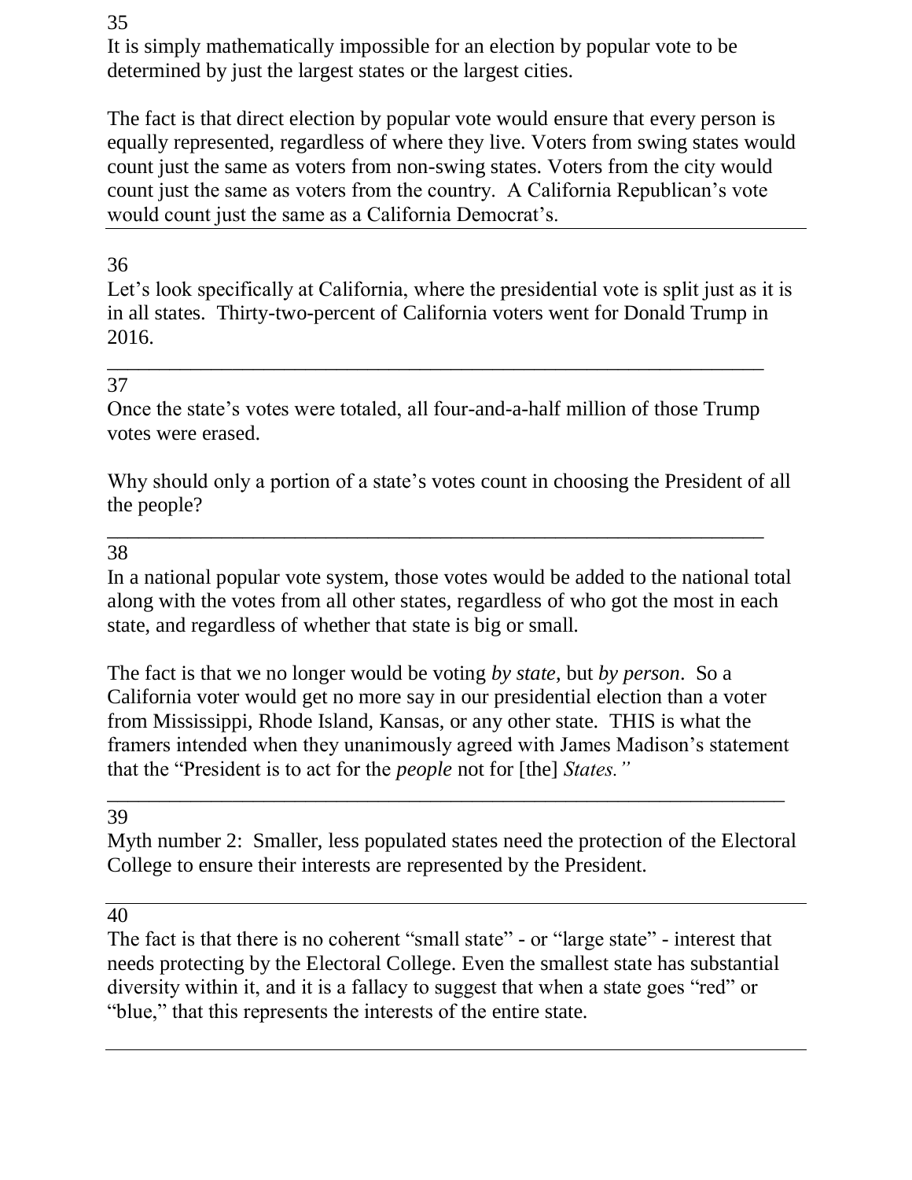35

It is simply mathematically impossible for an election by popular vote to be determined by just the largest states or the largest cities.

The fact is that direct election by popular vote would ensure that every person is equally represented, regardless of where they live. Voters from swing states would count just the same as voters from non-swing states. Voters from the city would count just the same as voters from the country. A California Republican's vote would count just the same as a California Democrat's.

---

36

Let's look specifically at California, where the presidential vote is split just as it is in all states. Thirty-two-percent of California voters went for Donald Trump in 2016.

---

37

Once the state's votes were totaled, all four-and-a-half million of those Trump votes were erased.

Why should only a portion of a state's votes count in choosing the President of all the people?

---

38

In a national popular vote system, those votes would be added to the national total along with the votes from all other states, regardless of who got the most in each state, and regardless of whether that state is big or small.

The fact is that we no longer would be voting *by state*, but *by person*. So a California voter would get no more say in our presidential election than a voter from Mississippi, Rhode Island, Kansas, or any other state. THIS is what the framers intended when they unanimously agreed with James Madison's statement that the "President is to act for the *people* not for [the] *States.*"

---

39

Myth number 2: Smaller, less populated states need the protection of the Electoral College to ensure their interests are represented by the President.

---

40

The fact is that there is no coherent "small state" - or "large state" - interest that needs protecting by the Electoral College. Even the smallest state has substantial diversity within it, and it is a fallacy to suggest that when a state goes "red" or "blue," that this represents the interests of the entire state.

---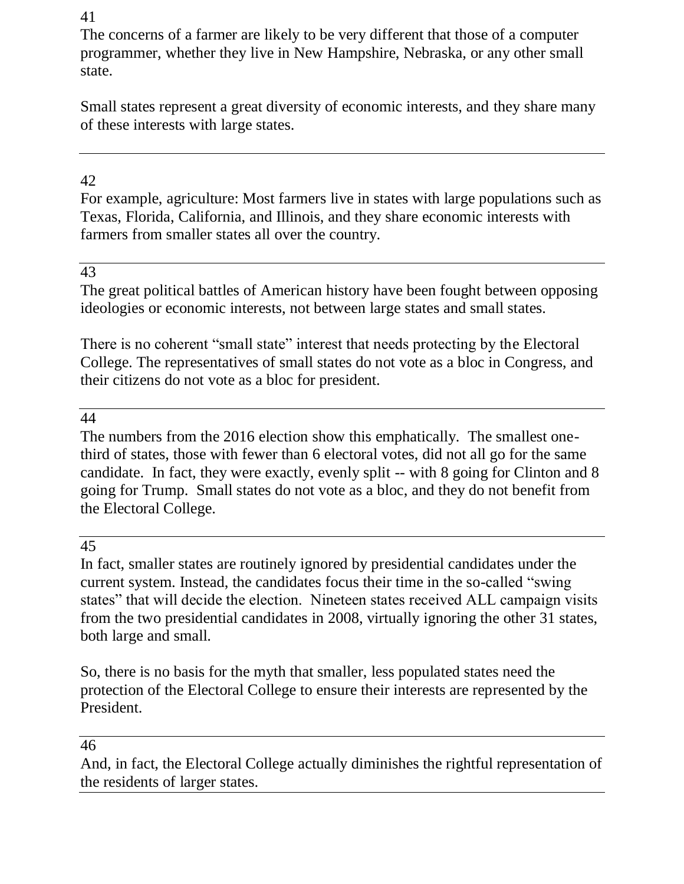41

The concerns of a farmer are likely to be very different that those of a computer programmer, whether they live in New Hampshire, Nebraska, or any other small state.

Small states represent a great diversity of economic interests, and they share many of these interests with large states.

---

42

For example, agriculture: Most farmers live in states with large populations such as Texas, Florida, California, and Illinois, and they share economic interests with farmers from smaller states all over the country.

---

43

The great political battles of American history have been fought between opposing ideologies or economic interests, not between large states and small states.

There is no coherent "small state" interest that needs protecting by the Electoral College. The representatives of small states do not vote as a bloc in Congress, and their citizens do not vote as a bloc for president.

---

44

The numbers from the 2016 election show this emphatically. The smallest one-third of states, those with fewer than 6 electoral votes, did not all go for the same candidate. In fact, they were exactly, evenly split -- with 8 going for Clinton and 8 going for Trump. Small states do not vote as a bloc, and they do not benefit from the Electoral College.

---

45

In fact, smaller states are routinely ignored by presidential candidates under the current system. Instead, the candidates focus their time in the so-called "swing states" that will decide the election. Nineteen states received ALL campaign visits from the two presidential candidates in 2008, virtually ignoring the other 31 states, both large and small.

So, there is no basis for the myth that smaller, less populated states need the protection of the Electoral College to ensure their interests are represented by the President.

---

46

And, in fact, the Electoral College actually diminishes the rightful representation of the residents of larger states.

---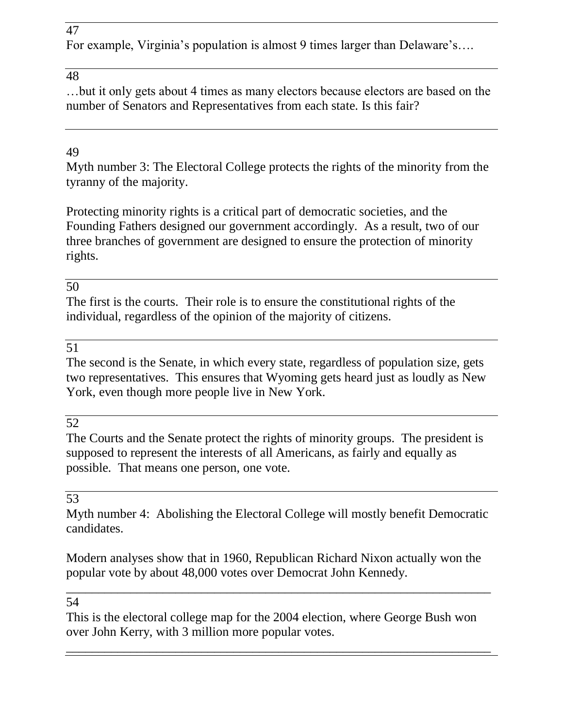47

For example, Virginia's population is almost 9 times larger than Delaware's….

---

48

…but it only gets about 4 times as many electors because electors are based on the number of Senators and Representatives from each state. Is this fair?

---

49

Myth number 3: The Electoral College protects the rights of the minority from the tyranny of the majority.

Protecting minority rights is a critical part of democratic societies, and the Founding Fathers designed our government accordingly. As a result, two of our three branches of government are designed to ensure the protection of minority rights.

---

50

The first is the courts. Their role is to ensure the constitutional rights of the individual, regardless of the opinion of the majority of citizens.

---

51

The second is the Senate, in which every state, regardless of population size, gets two representatives. This ensures that Wyoming gets heard just as loudly as New York, even though more people live in New York.

---

52

The Courts and the Senate protect the rights of minority groups. The president is supposed to represent the interests of all Americans, as fairly and equally as possible. That means one person, one vote.

---

53

Myth number 4: Abolishing the Electoral College will mostly benefit Democratic candidates.

Modern analyses show that in 1960, Republican Richard Nixon actually won the popular vote by about 48,000 votes over Democrat John Kennedy.

---

54

This is the electoral college map for the 2004 election, where George Bush won over John Kerry, with 3 million more popular votes.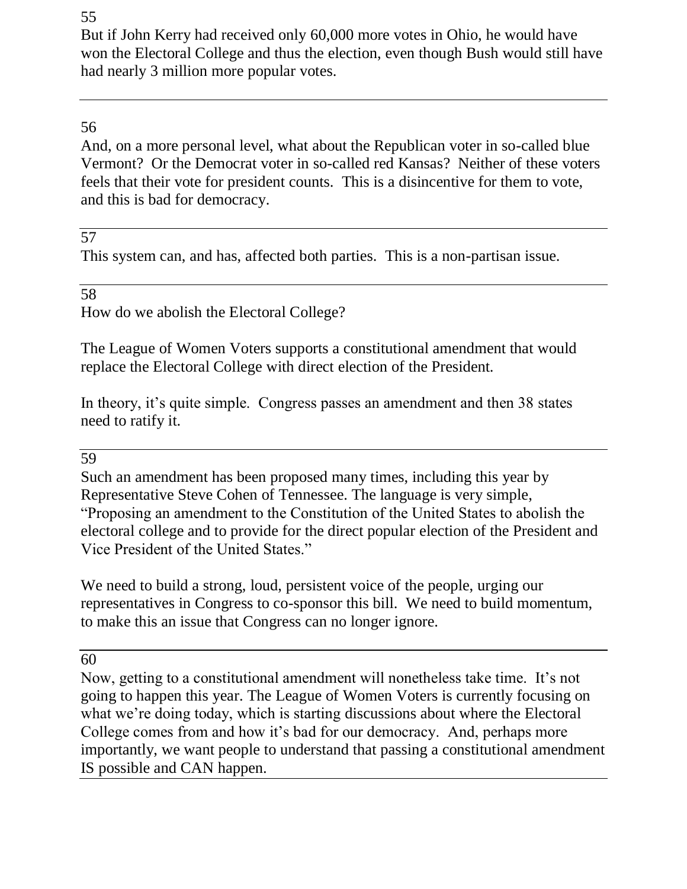55

But if John Kerry had received only 60,000 more votes in Ohio, he would have won the Electoral College and thus the election, even though Bush would still have had nearly 3 million more popular votes.

---

56

And, on a more personal level, what about the Republican voter in so-called blue Vermont? Or the Democrat voter in so-called red Kansas? Neither of these voters feels that their vote for president counts. This is a disincentive for them to vote, and this is bad for democracy.

---

57

This system can, and has, affected both parties. This is a non-partisan issue.

---

58

How do we abolish the Electoral College?

The League of Women Voters supports a constitutional amendment that would replace the Electoral College with direct election of the President.

In theory, it's quite simple. Congress passes an amendment and then 38 states need to ratify it.

---

59

Such an amendment has been proposed many times, including this year by Representative Steve Cohen of Tennessee. The language is very simple, "Proposing an amendment to the Constitution of the United States to abolish the electoral college and to provide for the direct popular election of the President and Vice President of the United States."

We need to build a strong, loud, persistent voice of the people, urging our representatives in Congress to co-sponsor this bill. We need to build momentum, to make this an issue that Congress can no longer ignore.

---

60

Now, getting to a constitutional amendment will nonetheless take time. It's not going to happen this year. The League of Women Voters is currently focusing on what we're doing today, which is starting discussions about where the Electoral College comes from and how it's bad for our democracy. And, perhaps more importantly, we want people to understand that passing a constitutional amendment IS possible and CAN happen.

---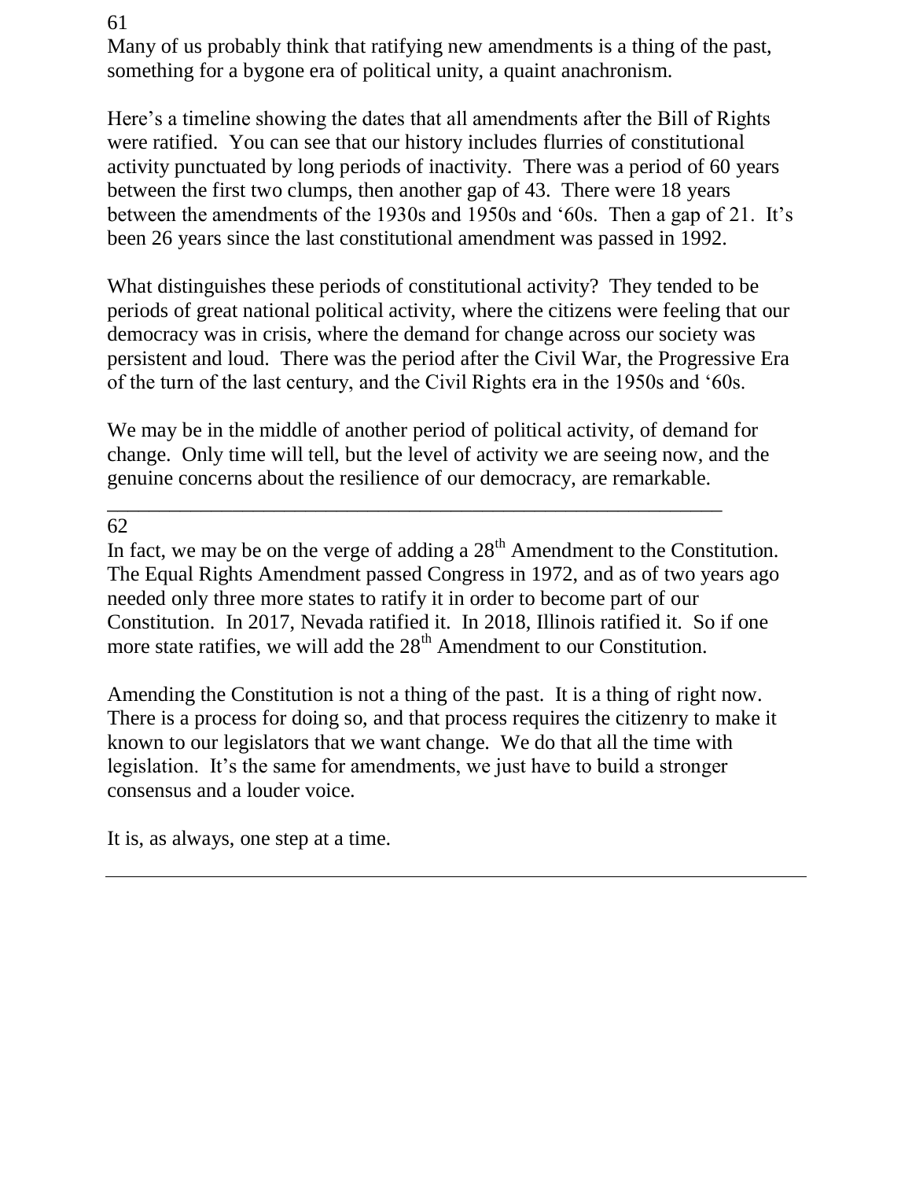61

Many of us probably think that ratifying new amendments is a thing of the past, something for a bygone era of political unity, a quaint anachronism.

Here's a timeline showing the dates that all amendments after the Bill of Rights were ratified. You can see that our history includes flurries of constitutional activity punctuated by long periods of inactivity. There was a period of 60 years between the first two clumps, then another gap of 43. There were 18 years between the amendments of the 1930s and 1950s and '60s. Then a gap of 21. It's been 26 years since the last constitutional amendment was passed in 1992.

What distinguishes these periods of constitutional activity? They tended to be periods of great national political activity, where the citizens were feeling that our democracy was in crisis, where the demand for change across our society was persistent and loud. There was the period after the Civil War, the Progressive Era of the turn of the last century, and the Civil Rights era in the 1950s and '60s.

We may be in the middle of another period of political activity, of demand for change. Only time will tell, but the level of activity we are seeing now, and the genuine concerns about the resilience of our democracy, are remarkable.

---

62

In fact, we may be on the verge of adding a 28th Amendment to the Constitution. The Equal Rights Amendment passed Congress in 1972, and as of two years ago needed only three more states to ratify it in order to become part of our Constitution. In 2017, Nevada ratified it. In 2018, Illinois ratified it. So if one more state ratifies, we will add the 28th Amendment to our Constitution.

Amending the Constitution is not a thing of the past. It is a thing of right now. There is a process for doing so, and that process requires the citizenry to make it known to our legislators that we want change. We do that all the time with legislation. It's the same for amendments, we just have to build a stronger consensus and a louder voice.

It is, as always, one step at a time.

---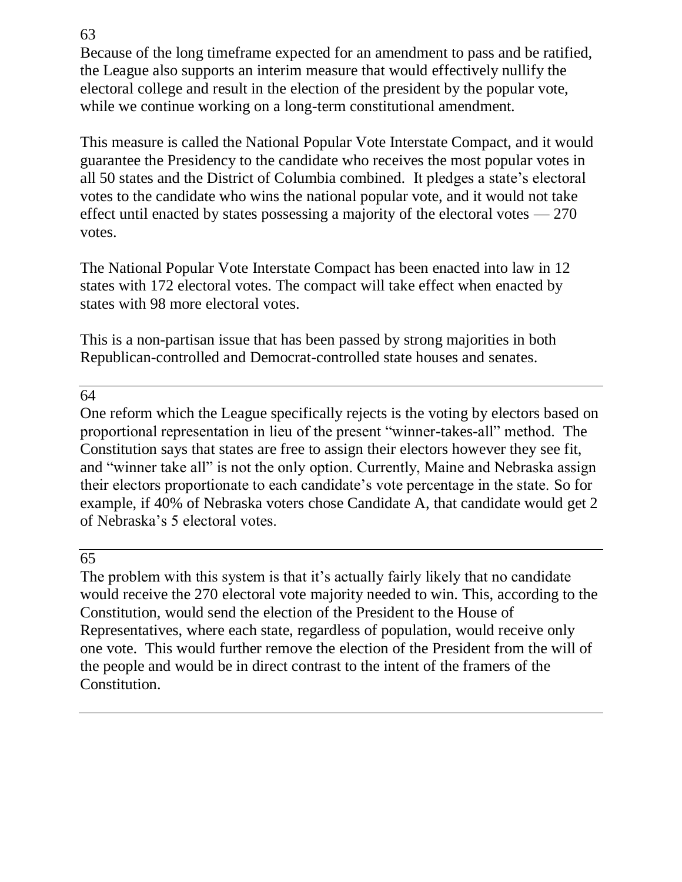63

Because of the long timeframe expected for an amendment to pass and be ratified, the League also supports an interim measure that would effectively nullify the electoral college and result in the election of the president by the popular vote, while we continue working on a long-term constitutional amendment.

This measure is called the National Popular Vote Interstate Compact, and it would guarantee the Presidency to the candidate who receives the most popular votes in all 50 states and the District of Columbia combined. It pledges a state's electoral votes to the candidate who wins the national popular vote, and it would not take effect until enacted by states possessing a majority of the electoral votes — 270 votes.

The National Popular Vote Interstate Compact has been enacted into law in 12 states with 172 electoral votes. The compact will take effect when enacted by states with 98 more electoral votes.

This is a non-partisan issue that has been passed by strong majorities in both Republican-controlled and Democrat-controlled state houses and senates.

---

64

One reform which the League specifically rejects is the voting by electors based on proportional representation in lieu of the present "winner-takes-all" method. The Constitution says that states are free to assign their electors however they see fit, and "winner take all" is not the only option. Currently, Maine and Nebraska assign their electors proportionate to each candidate's vote percentage in the state. So for example, if 40% of Nebraska voters chose Candidate A, that candidate would get 2 of Nebraska's 5 electoral votes.

---

65

The problem with this system is that it's actually fairly likely that no candidate would receive the 270 electoral vote majority needed to win. This, according to the Constitution, would send the election of the President to the House of Representatives, where each state, regardless of population, would receive only one vote. This would further remove the election of the President from the will of the people and would be in direct contrast to the intent of the framers of the Constitution.

---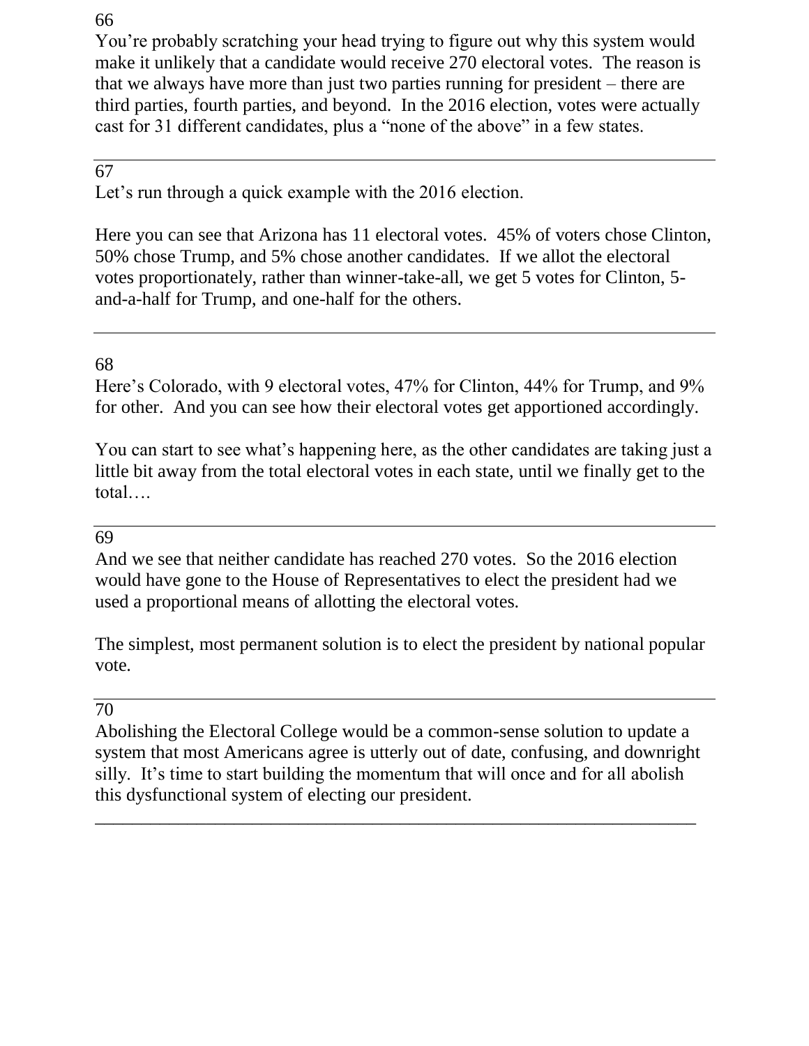66

You're probably scratching your head trying to figure out why this system would make it unlikely that a candidate would receive 270 electoral votes. The reason is that we always have more than just two parties running for president – there are third parties, fourth parties, and beyond. In the 2016 election, votes were actually cast for 31 different candidates, plus a "none of the above" in a few states.

---

67

Let's run through a quick example with the 2016 election.

Here you can see that Arizona has 11 electoral votes. 45% of voters chose Clinton, 50% chose Trump, and 5% chose another candidates. If we allot the electoral votes proportionately, rather than winner-take-all, we get 5 votes for Clinton, 5-and-a-half for Trump, and one-half for the others.

---

68

Here's Colorado, with 9 electoral votes, 47% for Clinton, 44% for Trump, and 9% for other. And you can see how their electoral votes get apportioned accordingly.

You can start to see what's happening here, as the other candidates are taking just a little bit away from the total electoral votes in each state, until we finally get to the total….

---

69

And we see that neither candidate has reached 270 votes. So the 2016 election would have gone to the House of Representatives to elect the president had we used a proportional means of allotting the electoral votes.

The simplest, most permanent solution is to elect the president by national popular vote.

---

70

Abolishing the Electoral College would be a common-sense solution to update a system that most Americans agree is utterly out of date, confusing, and downright silly. It's time to start building the momentum that will once and for all abolish this dysfunctional system of electing our president.

---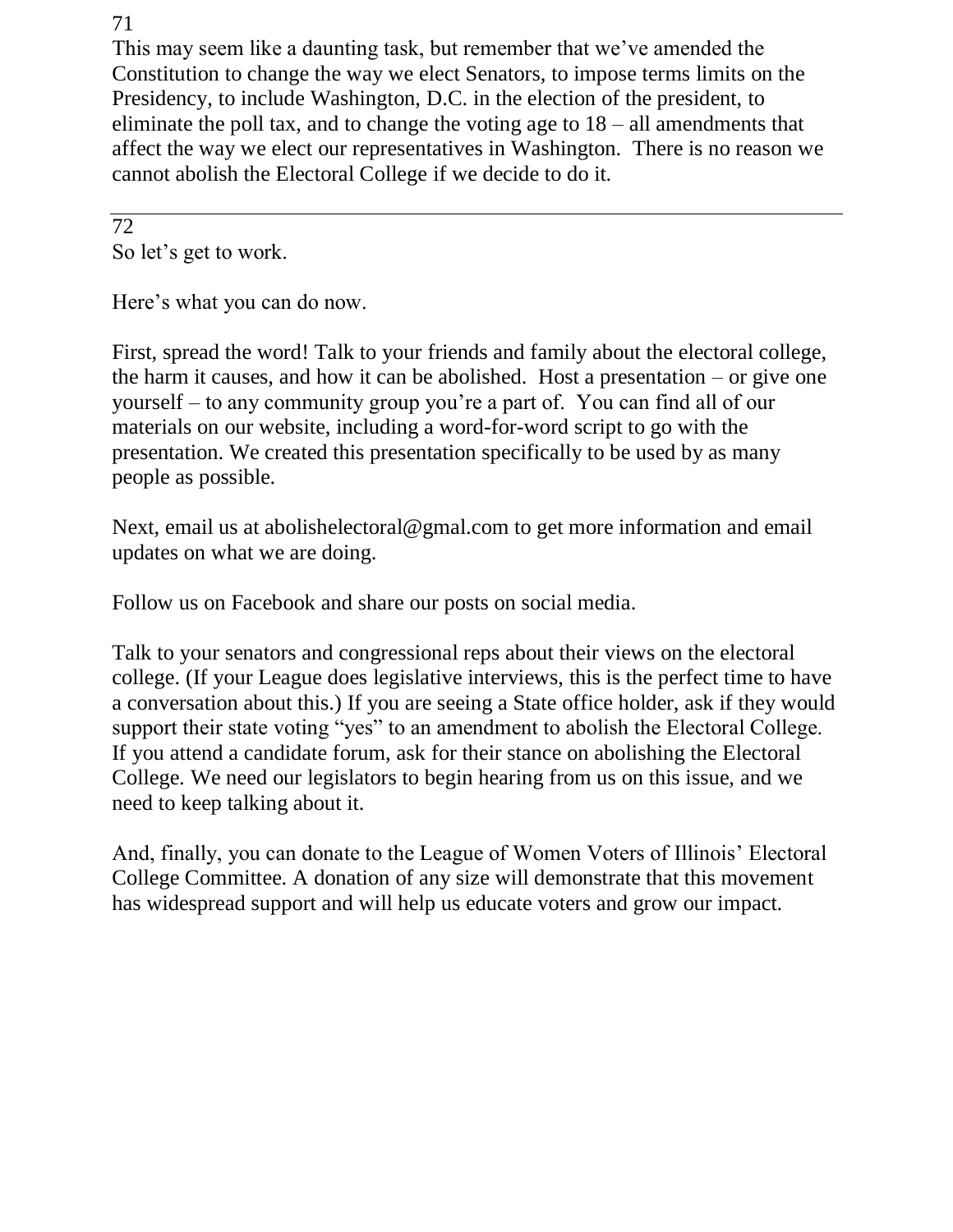71

This may seem like a daunting task, but remember that we've amended the Constitution to change the way we elect Senators, to impose terms limits on the Presidency, to include Washington, D.C. in the election of the president, to eliminate the poll tax, and to change the voting age to 18 – all amendments that affect the way we elect our representatives in Washington. There is no reason we cannot abolish the Electoral College if we decide to do it.

---

72

So let's get to work.

Here's what you can do now.

First, spread the word! Talk to your friends and family about the electoral college, the harm it causes, and how it can be abolished. Host a presentation – or give one yourself – to any community group you're a part of. You can find all of our materials on our website, including a word-for-word script to go with the presentation. We created this presentation specifically to be used by as many people as possible.

Next, email us at abolishelectoral@gmal.com to get more information and email updates on what we are doing.

Follow us on Facebook and share our posts on social media.

Talk to your senators and congressional reps about their views on the electoral college. (If your League does legislative interviews, this is the perfect time to have a conversation about this.) If you are seeing a State office holder, ask if they would support their state voting "yes" to an amendment to abolish the Electoral College. If you attend a candidate forum, ask for their stance on abolishing the Electoral College. We need our legislators to begin hearing from us on this issue, and we need to keep talking about it.

And, finally, you can donate to the League of Women Voters of Illinois' Electoral College Committee. A donation of any size will demonstrate that this movement has widespread support and will help us educate voters and grow our impact.